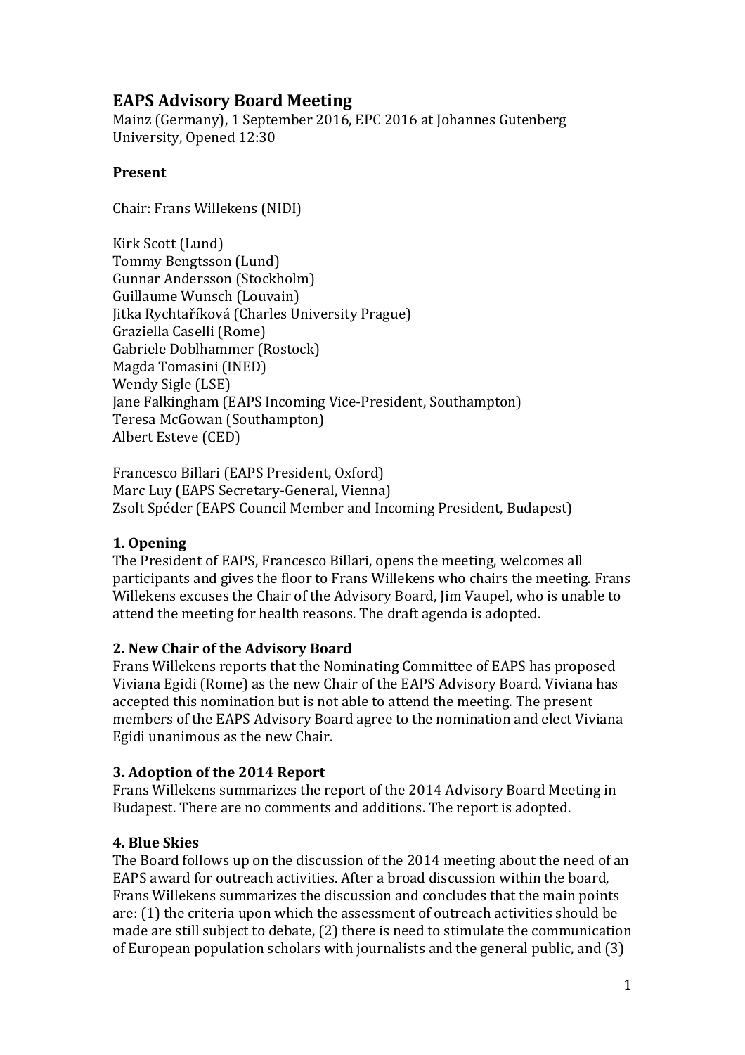# EAPS Advisory Board Meeting

Mainz (Germany), 1 September 2016, EPC 2016 at Johannes Gutenberg University, Opened 12:30

**Present**

Chair: Frans Willekens (NIDI)

Kirk Scott (Lund)
Tommy Bengtsson (Lund)
Gunnar Andersson (Stockholm)
Guillaume Wunsch (Louvain)
Jitka Rychtaříková (Charles University Prague)
Graziella Caselli (Rome)
Gabriele Doblhammer (Rostock)
Magda Tomasini (INED)
Wendy Sigle (LSE)
Jane Falkingham (EAPS Incoming Vice-President, Southampton)
Teresa McGowan (Southampton)
Albert Esteve (CED)

Francesco Billari (EAPS President, Oxford)
Marc Luy (EAPS Secretary-General, Vienna)
Zsolt Spéder (EAPS Council Member and Incoming President, Budapest)

**1. Opening**

The President of EAPS, Francesco Billari, opens the meeting, welcomes all participants and gives the floor to Frans Willekens who chairs the meeting. Frans Willekens excuses the Chair of the Advisory Board, Jim Vaupel, who is unable to attend the meeting for health reasons. The draft agenda is adopted.

**2. New Chair of the Advisory Board**

Frans Willekens reports that the Nominating Committee of EAPS has proposed Viviana Egidi (Rome) as the new Chair of the EAPS Advisory Board. Viviana has accepted this nomination but is not able to attend the meeting. The present members of the EAPS Advisory Board agree to the nomination and elect Viviana Egidi unanimous as the new Chair.

**3. Adoption of the 2014 Report**

Frans Willekens summarizes the report of the 2014 Advisory Board Meeting in Budapest. There are no comments and additions. The report is adopted.

**4. Blue Skies**

The Board follows up on the discussion of the 2014 meeting about the need of an EAPS award for outreach activities. After a broad discussion within the board, Frans Willekens summarizes the discussion and concludes that the main points are: (1) the criteria upon which the assessment of outreach activities should be made are still subject to debate, (2) there is need to stimulate the communication of European population scholars with journalists and the general public, and (3)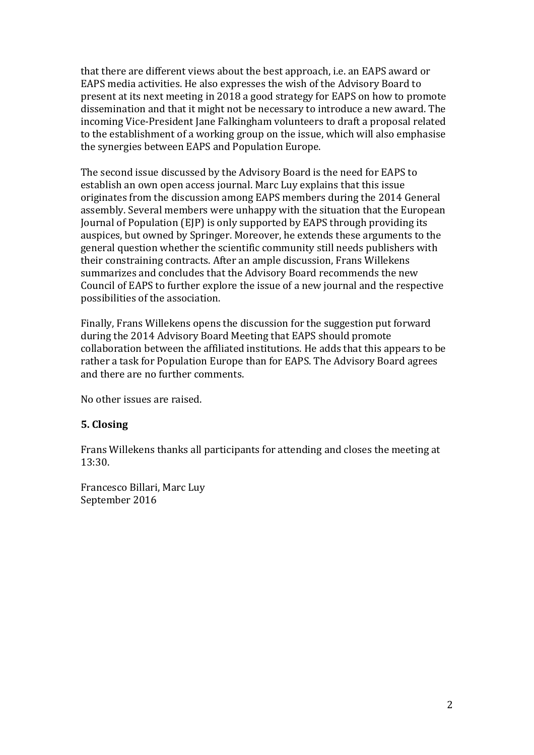that there are different views about the best approach, i.e. an EAPS award or EAPS media activities. He also expresses the wish of the Advisory Board to present at its next meeting in 2018 a good strategy for EAPS on how to promote dissemination and that it might not be necessary to introduce a new award. The incoming Vice-President Jane Falkingham volunteers to draft a proposal related to the establishment of a working group on the issue, which will also emphasise the synergies between EAPS and Population Europe.

The second issue discussed by the Advisory Board is the need for EAPS to establish an own open access journal. Marc Luy explains that this issue originates from the discussion among EAPS members during the 2014 General assembly. Several members were unhappy with the situation that the European Journal of Population (EJP) is only supported by EAPS through providing its auspices, but owned by Springer. Moreover, he extends these arguments to the general question whether the scientific community still needs publishers with their constraining contracts. After an ample discussion, Frans Willekens summarizes and concludes that the Advisory Board recommends the new Council of EAPS to further explore the issue of a new journal and the respective possibilities of the association.

Finally, Frans Willekens opens the discussion for the suggestion put forward during the 2014 Advisory Board Meeting that EAPS should promote collaboration between the affiliated institutions. He adds that this appears to be rather a task for Population Europe than for EAPS. The Advisory Board agrees and there are no further comments.

No other issues are raised.

**5. Closing**

Frans Willekens thanks all participants for attending and closes the meeting at 13:30.

Francesco Billari, Marc Luy
September 2016